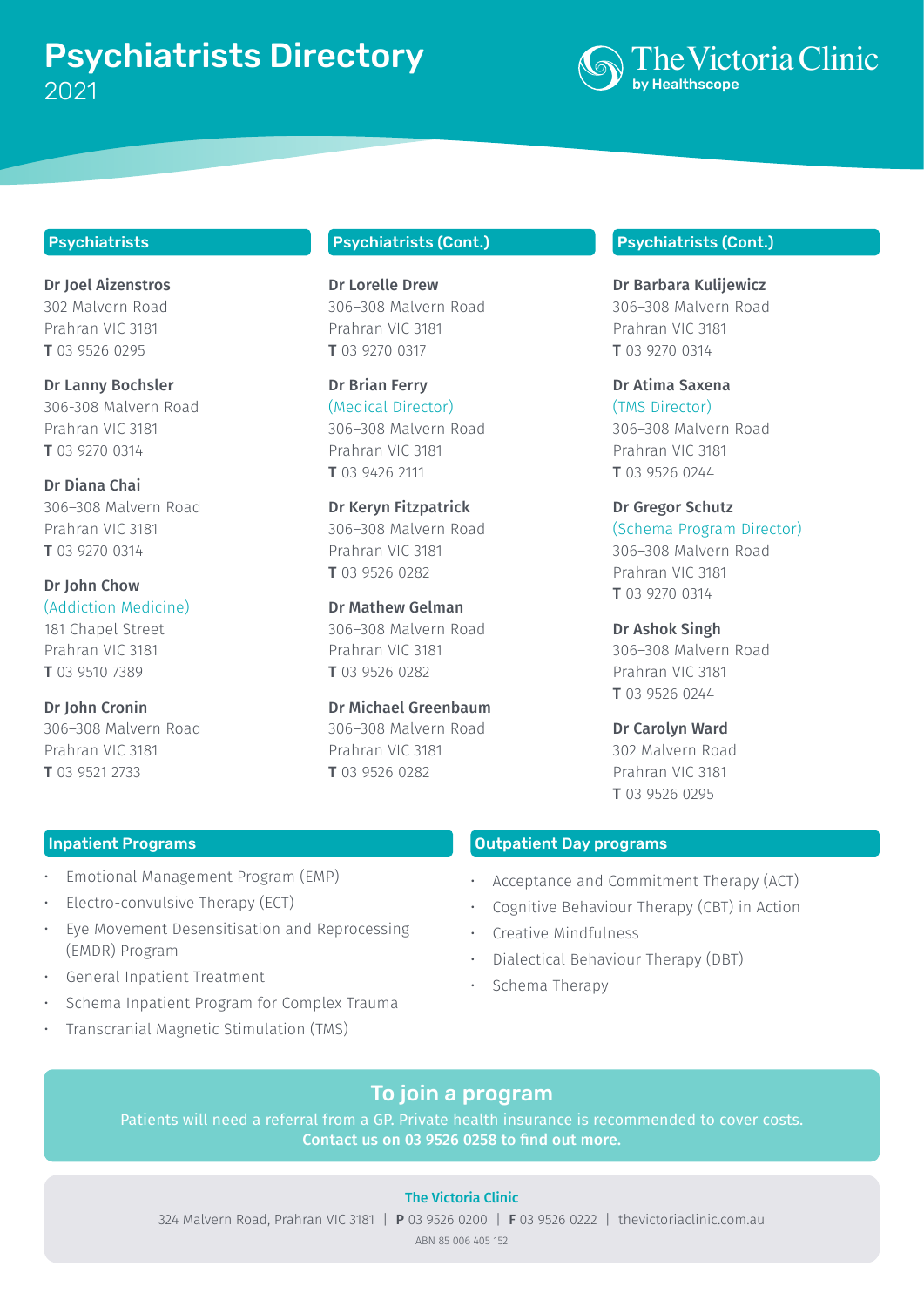# Psychiatrists Directory

2021

The Victoria Clinic
by Healthscope

## Psychiatrists

**Dr Joel Aizenstros**
302 Malvern Road
Prahran VIC 3181
**T** 03 9526 0295

**Dr Lanny Bochsler**
306-308 Malvern Road
Prahran VIC 3181
**T** 03 9270 0314

**Dr Diana Chai**
306–308 Malvern Road
Prahran VIC 3181
**T** 03 9270 0314

**Dr John Chow**
(Addiction Medicine)
181 Chapel Street
Prahran VIC 3181
**T** 03 9510 7389

**Dr John Cronin**
306–308 Malvern Road
Prahran VIC 3181
**T** 03 9521 2733

## Psychiatrists (Cont.)

**Dr Lorelle Drew**
306–308 Malvern Road
Prahran VIC 3181
**T** 03 9270 0317

**Dr Brian Ferry**
(Medical Director)
306–308 Malvern Road
Prahran VIC 3181
**T** 03 9426 2111

**Dr Keryn Fitzpatrick**
306–308 Malvern Road
Prahran VIC 3181
**T** 03 9526 0282

**Dr Mathew Gelman**
306–308 Malvern Road
Prahran VIC 3181
**T** 03 9526 0282

**Dr Michael Greenbaum**
306–308 Malvern Road
Prahran VIC 3181
**T** 03 9526 0282

## Psychiatrists (Cont.)

**Dr Barbara Kulijewicz**
306–308 Malvern Road
Prahran VIC 3181
**T** 03 9270 0314

**Dr Atima Saxena**
(TMS Director)
306–308 Malvern Road
Prahran VIC 3181
**T** 03 9526 0244

**Dr Gregor Schutz**
(Schema Program Director)
306–308 Malvern Road
Prahran VIC 3181
**T** 03 9270 0314

**Dr Ashok Singh**
306–308 Malvern Road
Prahran VIC 3181
**T** 03 9526 0244

**Dr Carolyn Ward**
302 Malvern Road
Prahran VIC 3181
**T** 03 9526 0295

## Inpatient Programs

- Emotional Management Program (EMP)
- Electro-convulsive Therapy (ECT)
- Eye Movement Desensitisation and Reprocessing (EMDR) Program
- General Inpatient Treatment
- Schema Inpatient Program for Complex Trauma
- Transcranial Magnetic Stimulation (TMS)

## Outpatient Day programs

- Acceptance and Commitment Therapy (ACT)
- Cognitive Behaviour Therapy (CBT) in Action
- Creative Mindfulness
- Dialectical Behaviour Therapy (DBT)
- Schema Therapy

## To join a program

Patients will need a referral from a GP. Private health insurance is recommended to cover costs.
**Contact us on 03 9526 0258 to find out more.**

**The Victoria Clinic**
324 Malvern Road, Prahran VIC 3181 | **P** 03 9526 0200 | **F** 03 9526 0222 | thevictoriaclinic.com.au
ABN 85 006 405 152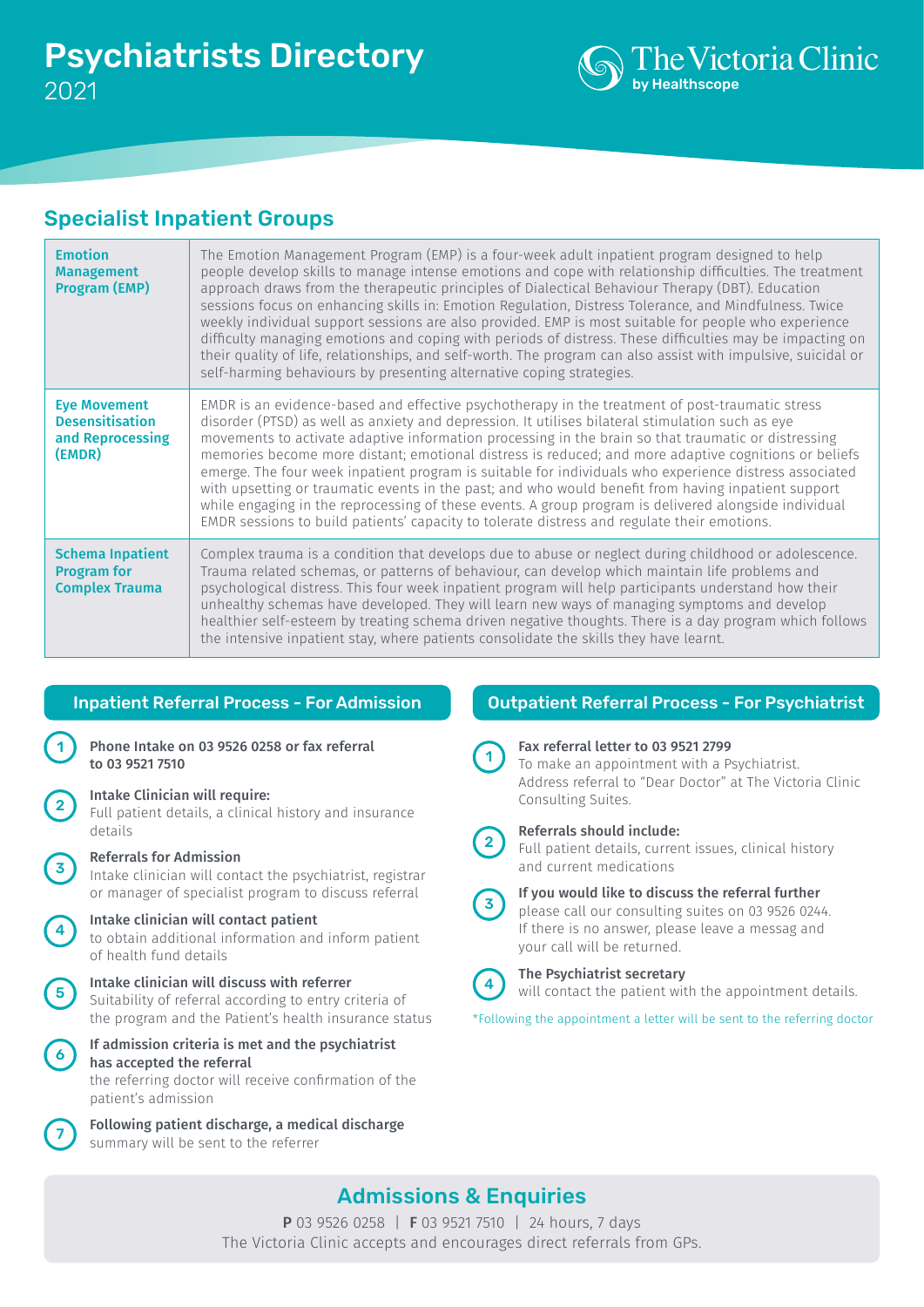# Psychiatrists Directory

2021

The Victoria Clinic by Healthscope

## Specialist Inpatient Groups

| | |
|---|---|
| **Emotion Management Program (EMP)** | The Emotion Management Program (EMP) is a four-week adult inpatient program designed to help people develop skills to manage intense emotions and cope with relationship difficulties. The treatment approach draws from the therapeutic principles of Dialectical Behaviour Therapy (DBT). Education sessions focus on enhancing skills in: Emotion Regulation, Distress Tolerance, and Mindfulness. Twice weekly individual support sessions are also provided. EMP is most suitable for people who experience difficulty managing emotions and coping with periods of distress. These difficulties may be impacting on their quality of life, relationships, and self-worth. The program can also assist with impulsive, suicidal or self-harming behaviours by presenting alternative coping strategies. |
| **Eye Movement Desensitisation and Reprocessing (EMDR)** | EMDR is an evidence-based and effective psychotherapy in the treatment of post-traumatic stress disorder (PTSD) as well as anxiety and depression. It utilises bilateral stimulation such as eye movements to activate adaptive information processing in the brain so that traumatic or distressing memories become more distant; emotional distress is reduced; and more adaptive cognitions or beliefs emerge. The four week inpatient program is suitable for individuals who experience distress associated with upsetting or traumatic events in the past; and who would benefit from having inpatient support while engaging in the reprocessing of these events. A group program is delivered alongside individual EMDR sessions to build patients' capacity to tolerate distress and regulate their emotions. |
| **Schema Inpatient Program for Complex Trauma** | Complex trauma is a condition that develops due to abuse or neglect during childhood or adolescence. Trauma related schemas, or patterns of behaviour, can develop which maintain life problems and psychological distress. This four week inpatient program will help participants understand how their unhealthy schemas have developed. They will learn new ways of managing symptoms and develop healthier self-esteem by treating schema driven negative thoughts. There is a day program which follows the intensive inpatient stay, where patients consolidate the skills they have learnt. |

## Inpatient Referral Process - For Admission

1. **Phone Intake on 03 9526 0258 or fax referral to 03 9521 7510**
2. **Intake Clinician will require:** Full patient details, a clinical history and insurance details
3. **Referrals for Admission** Intake clinician will contact the psychiatrist, registrar or manager of specialist program to discuss referral
4. **Intake clinician will contact patient** to obtain additional information and inform patient of health fund details
5. **Intake clinician will discuss with referrer** Suitability of referral according to entry criteria of the program and the Patient's health insurance status
6. **If admission criteria is met and the psychiatrist has accepted the referral** the referring doctor will receive confirmation of the patient's admission
7. **Following patient discharge, a medical discharge** summary will be sent to the referrer

## Outpatient Referral Process - For Psychiatrist

1. **Fax referral letter to 03 9521 2799** To make an appointment with a Psychiatrist. Address referral to "Dear Doctor" at The Victoria Clinic Consulting Suites.
2. **Referrals should include:** Full patient details, current issues, clinical history and current medications
3. **If you would like to discuss the referral further** please call our consulting suites on 03 9526 0244. If there is no answer, please leave a messag and your call will be returned.
4. **The Psychiatrist secretary** will contact the patient with the appointment details.

*Following the appointment a letter will be sent to the referring doctor

## Admissions & Enquiries

**P** 03 9526 0258 | **F** 03 9521 7510 | 24 hours, 7 days

The Victoria Clinic accepts and encourages direct referrals from GPs.